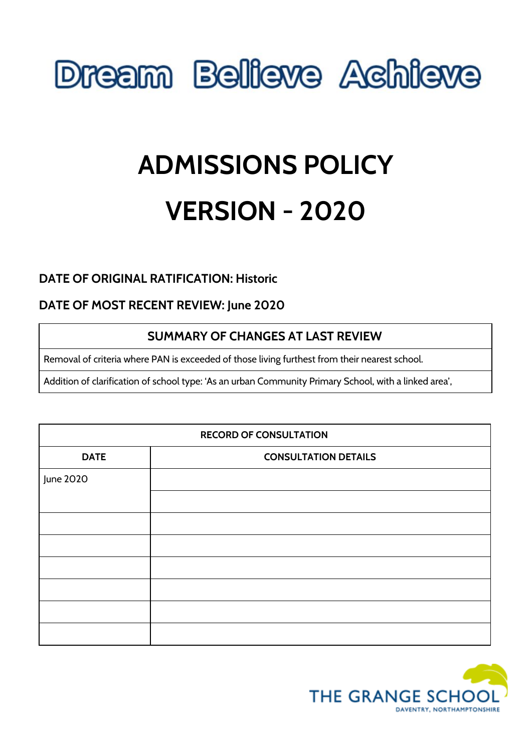Dream Believe Achieve

# ADMISSIONS POLICY

# VERSION - 2020

**DATE OF ORIGINAL RATIFICATION: Historic**

**DATE OF MOST RECENT REVIEW: June 2020**

| SUMMARY OF CHANGES AT LAST REVIEW |
|---|
| Removal of criteria where PAN is exceeded of those living furthest from their nearest school. |
| Addition of clarification of school type: 'As an urban Community Primary School, with a linked area', |

| RECORD OF CONSULTATION | |
|---|---|
| **DATE** | **CONSULTATION DETAILS** |
| June 2020 | |
| | |
| | |
| | |
| | |
| | |
| | |
| | |

THE GRANGE SCHOOL
DAVENTRY, NORTHAMPTONSHIRE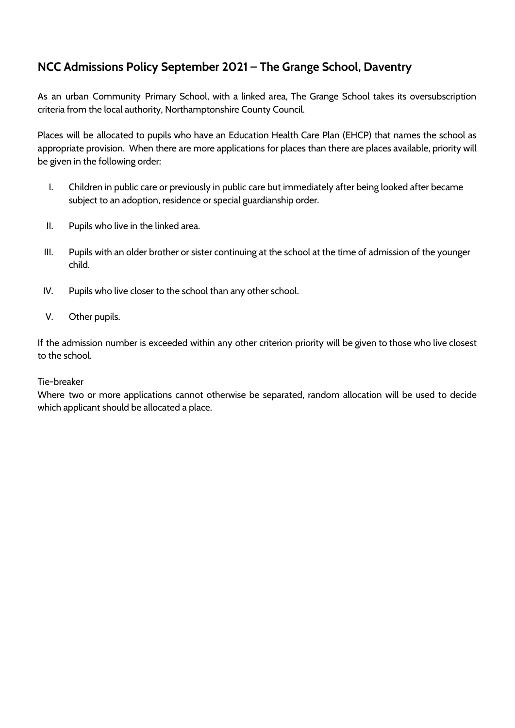## NCC Admissions Policy September 2021 – The Grange School, Daventry

As an urban Community Primary School, with a linked area, The Grange School takes its oversubscription criteria from the local authority, Northamptonshire County Council.

Places will be allocated to pupils who have an Education Health Care Plan (EHCP) that names the school as appropriate provision. When there are more applications for places than there are places available, priority will be given in the following order:

I. Children in public care or previously in public care but immediately after being looked after became subject to an adoption, residence or special guardianship order.

II. Pupils who live in the linked area.

III. Pupils with an older brother or sister continuing at the school at the time of admission of the younger child.

IV. Pupils who live closer to the school than any other school.

V. Other pupils.

If the admission number is exceeded within any other criterion priority will be given to those who live closest to the school.

Tie-breaker
Where two or more applications cannot otherwise be separated, random allocation will be used to decide which applicant should be allocated a place.